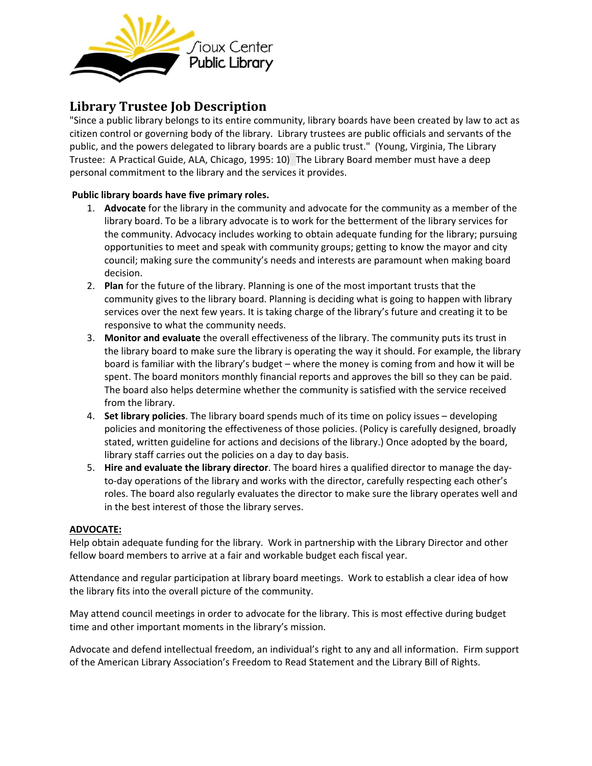# Library Trustee Job Description

"Since a public library belongs to its entire community, library boards have been created by law to act as citizen control or governing body of the library. Library trustees are public officials and servants of the public, and the powers delegated to library boards are a public trust." (Young, Virginia, The Library Trustee: A Practical Guide, ALA, Chicago, 1995: 10) The Library Board member must have a deep personal commitment to the library and the services it provides.

**Public library boards have five primary roles.**

1. **Advocate** for the library in the community and advocate for the community as a member of the library board. To be a library advocate is to work for the betterment of the library services for the community. Advocacy includes working to obtain adequate funding for the library; pursuing opportunities to meet and speak with community groups; getting to know the mayor and city council; making sure the community's needs and interests are paramount when making board decision.
2. **Plan** for the future of the library. Planning is one of the most important trusts that the community gives to the library board. Planning is deciding what is going to happen with library services over the next few years. It is taking charge of the library's future and creating it to be responsive to what the community needs.
3. **Monitor and evaluate** the overall effectiveness of the library. The community puts its trust in the library board to make sure the library is operating the way it should. For example, the library board is familiar with the library's budget – where the money is coming from and how it will be spent. The board monitors monthly financial reports and approves the bill so they can be paid. The board also helps determine whether the community is satisfied with the service received from the library.
4. **Set library policies**. The library board spends much of its time on policy issues – developing policies and monitoring the effectiveness of those policies. (Policy is carefully designed, broadly stated, written guideline for actions and decisions of the library.) Once adopted by the board, library staff carries out the policies on a day to day basis.
5. **Hire and evaluate the library director**. The board hires a qualified director to manage the day-to-day operations of the library and works with the director, carefully respecting each other's roles. The board also regularly evaluates the director to make sure the library operates well and in the best interest of those the library serves.

**ADVOCATE:**

Help obtain adequate funding for the library. Work in partnership with the Library Director and other fellow board members to arrive at a fair and workable budget each fiscal year.

Attendance and regular participation at library board meetings. Work to establish a clear idea of how the library fits into the overall picture of the community.

May attend council meetings in order to advocate for the library. This is most effective during budget time and other important moments in the library's mission.

Advocate and defend intellectual freedom, an individual's right to any and all information. Firm support of the American Library Association's Freedom to Read Statement and the Library Bill of Rights.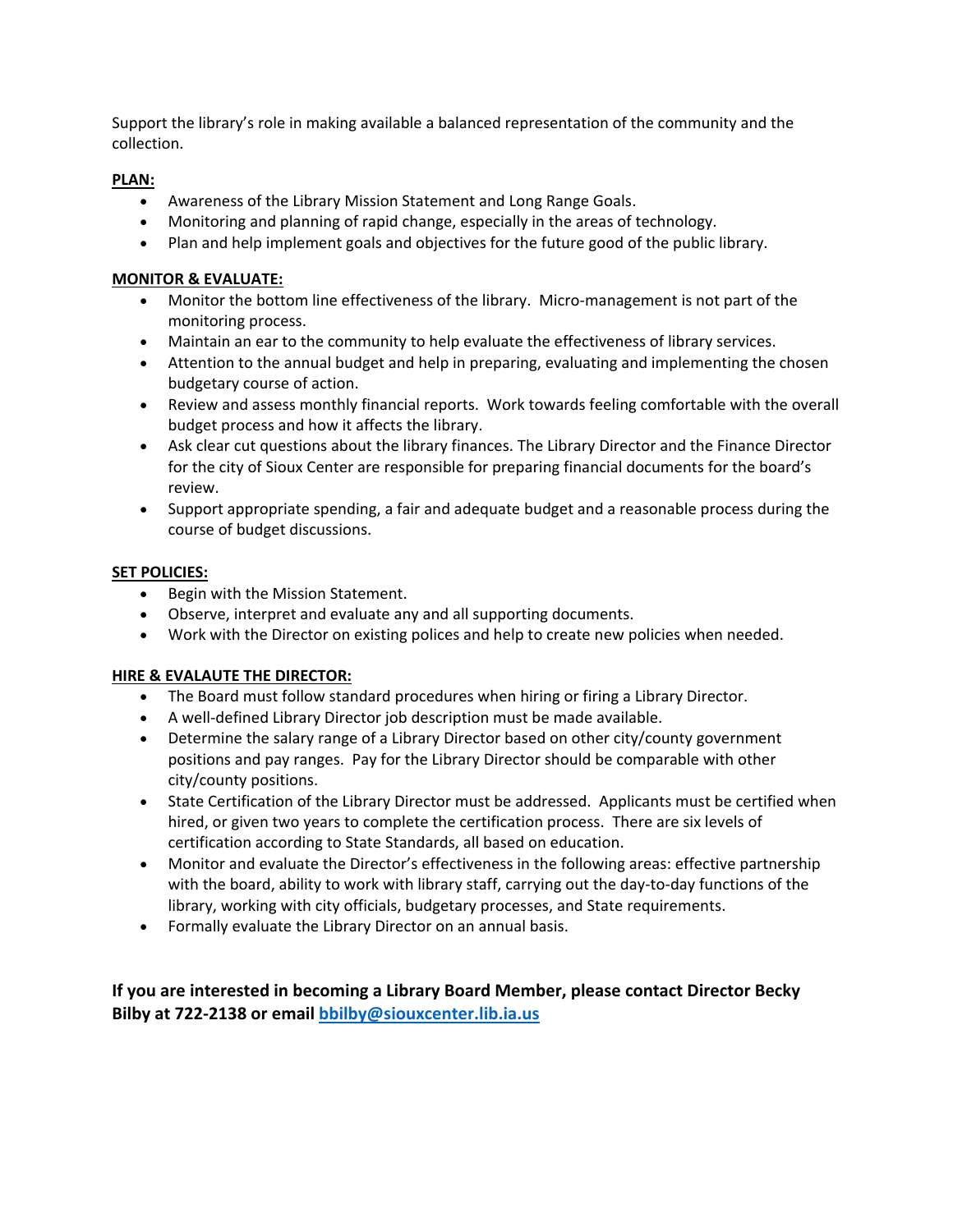Support the library's role in making available a balanced representation of the community and the collection.

**PLAN:**

- Awareness of the Library Mission Statement and Long Range Goals.
- Monitoring and planning of rapid change, especially in the areas of technology.
- Plan and help implement goals and objectives for the future good of the public library.

**MONITOR & EVALUATE:**

- Monitor the bottom line effectiveness of the library. Micro-management is not part of the monitoring process.
- Maintain an ear to the community to help evaluate the effectiveness of library services.
- Attention to the annual budget and help in preparing, evaluating and implementing the chosen budgetary course of action.
- Review and assess monthly financial reports. Work towards feeling comfortable with the overall budget process and how it affects the library.
- Ask clear cut questions about the library finances. The Library Director and the Finance Director for the city of Sioux Center are responsible for preparing financial documents for the board's review.
- Support appropriate spending, a fair and adequate budget and a reasonable process during the course of budget discussions.

**SET POLICIES:**

- Begin with the Mission Statement.
- Observe, interpret and evaluate any and all supporting documents.
- Work with the Director on existing polices and help to create new policies when needed.

**HIRE & EVALAUTE THE DIRECTOR:**

- The Board must follow standard procedures when hiring or firing a Library Director.
- A well-defined Library Director job description must be made available.
- Determine the salary range of a Library Director based on other city/county government positions and pay ranges. Pay for the Library Director should be comparable with other city/county positions.
- State Certification of the Library Director must be addressed. Applicants must be certified when hired, or given two years to complete the certification process. There are six levels of certification according to State Standards, all based on education.
- Monitor and evaluate the Director's effectiveness in the following areas: effective partnership with the board, ability to work with library staff, carrying out the day-to-day functions of the library, working with city officials, budgetary processes, and State requirements.
- Formally evaluate the Library Director on an annual basis.

**If you are interested in becoming a Library Board Member, please contact Director Becky Bilby at 722-2138 or email bbilby@siouxcenter.lib.ia.us**